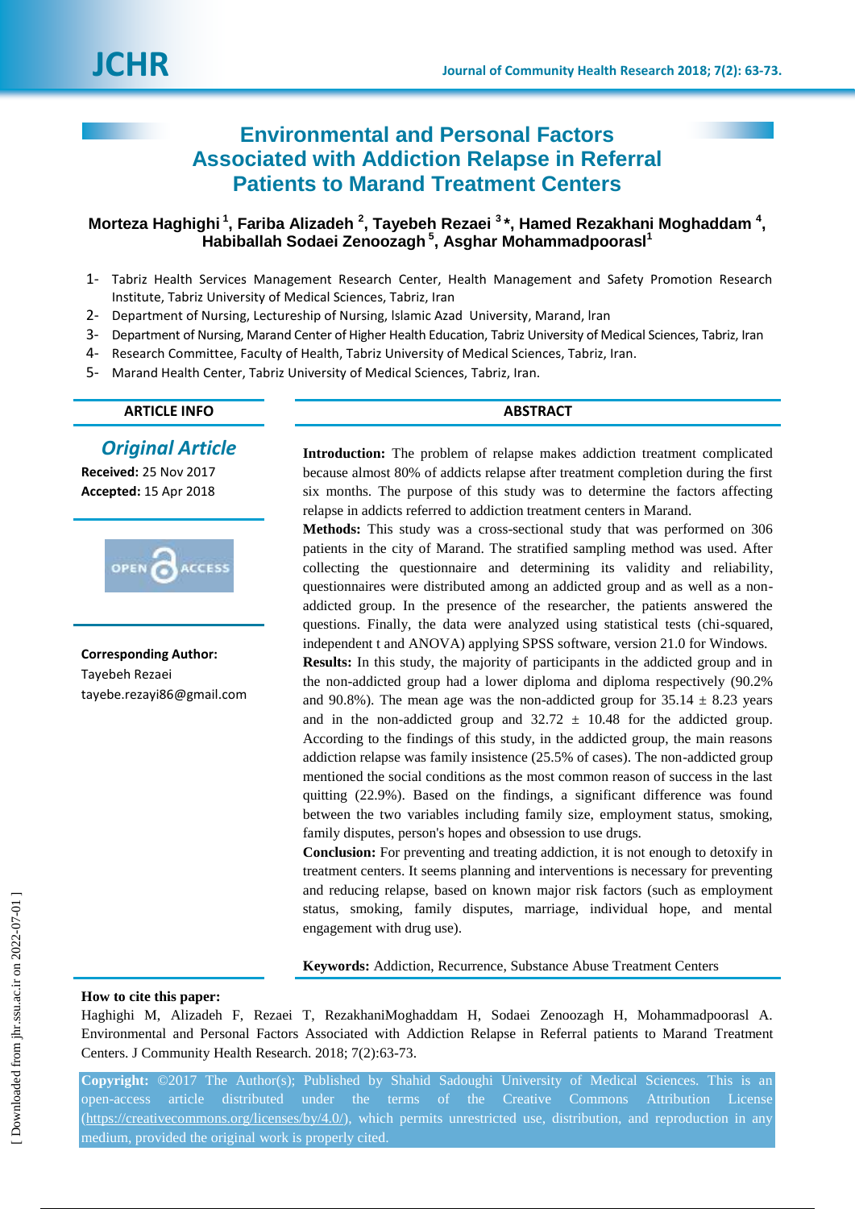# Environmental and Personal Factors Associated with Addiction Relapse in Referral Patients to Marand Treatment Centers

**Morteza Haghighi [1], Fariba Alizadeh [2], Tayebeh Rezaei [3]*, Hamed Rezakhani Moghaddam [4], Habiballah Sodaei Zenoozagh [5], Asghar Mohammadpoorasl [1]**

1- Tabriz Health Services Management Research Center, Health Management and Safety Promotion Research Institute, Tabriz University of Medical Sciences, Tabriz, Iran
2- Department of Nursing, Lectureship of Nursing, Islamic Azad University, Marand, Iran
3- Department of Nursing, Marand Center of Higher Health Education, Tabriz University of Medical Sciences, Tabriz, Iran
4- Research Committee, Faculty of Health, Tabriz University of Medical Sciences, Tabriz, Iran.
5- Marand Health Center, Tabriz University of Medical Sciences, Tabriz, Iran.

## ARTICLE INFO

*Original Article*

**Received:** 25 Nov 2017
**Accepted:** 15 Apr 2018

**Corresponding Author:**
Tayebeh Rezaei
tayebe.rezayi86@gmail.com

## ABSTRACT

**Introduction:** The problem of relapse makes addiction treatment complicated because almost 80% of addicts relapse after treatment completion during the first six months. The purpose of this study was to determine the factors affecting relapse in addicts referred to addiction treatment centers in Marand.

**Methods:** This study was a cross-sectional study that was performed on 306 patients in the city of Marand. The stratified sampling method was used. After collecting the questionnaire and determining its validity and reliability, questionnaires were distributed among an addicted group and as well as a non-addicted group. In the presence of the researcher, the patients answered the questions. Finally, the data were analyzed using statistical tests (chi-squared, independent t and ANOVA) applying SPSS software, version 21.0 for Windows.

**Results:** In this study, the majority of participants in the addicted group and in the non-addicted group had a lower diploma and diploma respectively (90.2% and 90.8%). The mean age was the non-addicted group for 35.14 ± 8.23 years and in the non-addicted group and 32.72 ± 10.48 for the addicted group. According to the findings of this study, in the addicted group, the main reasons addiction relapse was family insistence (25.5% of cases). The non-addicted group mentioned the social conditions as the most common reason of success in the last quitting (22.9%). Based on the findings, a significant difference was found between the two variables including family size, employment status, smoking, family disputes, person's hopes and obsession to use drugs.

**Conclusion:** For preventing and treating addiction, it is not enough to detoxify in treatment centers. It seems planning and interventions is necessary for preventing and reducing relapse, based on known major risk factors (such as employment status, smoking, family disputes, marriage, individual hope, and mental engagement with drug use).

**Keywords:** Addiction, Recurrence, Substance Abuse Treatment Centers

**How to cite this paper:**
Haghighi M, Alizadeh F, Rezaei T, RezakhaniMoghaddam H, Sodaei Zenoozagh H, Mohammadpoorasl A. Environmental and Personal Factors Associated with Addiction Relapse in Referral patients to Marand Treatment Centers. J Community Health Research. 2018; 7(2):63-73.

**Copyright:** ©2017 The Author(s); Published by Shahid Sadoughi University of Medical Sciences. This is an open-access article distributed under the terms of the Creative Commons Attribution License (https://creativecommons.org/licenses/by/4.0/), which permits unrestricted use, distribution, and reproduction in any medium, provided the original work is properly cited.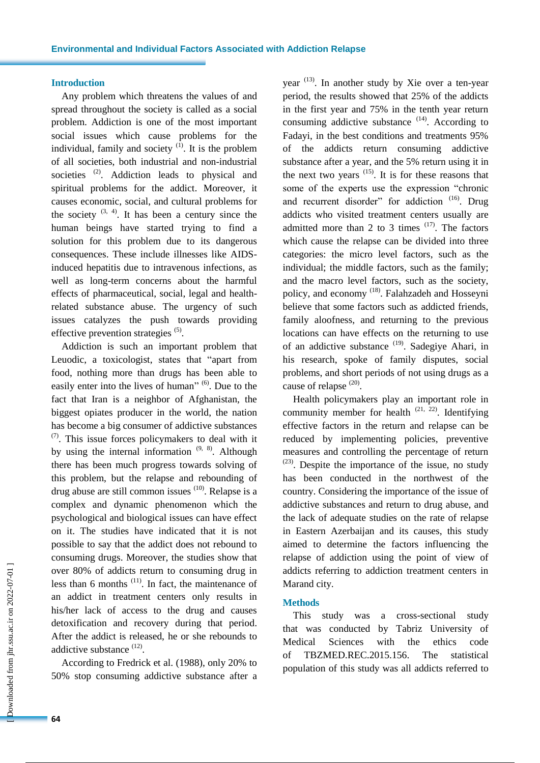## Introduction

Any problem which threatens the values of and spread throughout the society is called as a social problem. Addiction is one of the most important social issues which cause problems for the individual, family and society [1]. It is the problem of all societies, both industrial and non-industrial societies [2]. Addiction leads to physical and spiritual problems for the addict. Moreover, it causes economic, social, and cultural problems for the society [3, 4]. It has been a century since the human beings have started trying to find a solution for this problem due to its dangerous consequences. These include illnesses like AIDS-induced hepatitis due to intravenous infections, as well as long-term concerns about the harmful effects of pharmaceutical, social, legal and health-related substance abuse. The urgency of such issues catalyzes the push towards providing effective prevention strategies [5].

Addiction is such an important problem that Leuodic, a toxicologist, states that "apart from food, nothing more than drugs has been able to easily enter into the lives of human" [6]. Due to the fact that Iran is a neighbor of Afghanistan, the biggest opiates producer in the world, the nation has become a big consumer of addictive substances [7]. This issue forces policymakers to deal with it by using the internal information [9, 8]. Although there has been much progress towards solving of this problem, but the relapse and rebounding of drug abuse are still common issues [10]. Relapse is a complex and dynamic phenomenon which the psychological and biological issues can have effect on it. The studies have indicated that it is not possible to say that the addict does not rebound to consuming drugs. Moreover, the studies show that over 80% of addicts return to consuming drug in less than 6 months [11]. In fact, the maintenance of an addict in treatment centers only results in his/her lack of access to the drug and causes detoxification and recovery during that period. After the addict is released, he or she rebounds to addictive substance [12].

According to Fredrick et al. (1988), only 20% to 50% stop consuming addictive substance after a year [13]. In another study by Xie over a ten-year period, the results showed that 25% of the addicts in the first year and 75% in the tenth year return consuming addictive substance [14]. According to Fadayi, in the best conditions and treatments 95% of the addicts return consuming addictive substance after a year, and the 5% return using it in the next two years [15]. It is for these reasons that some of the experts use the expression "chronic and recurrent disorder" for addiction [16]. Drug addicts who visited treatment centers usually are admitted more than 2 to 3 times [17]. The factors which cause the relapse can be divided into three categories: the micro level factors, such as the individual; the middle factors, such as the family; and the macro level factors, such as the society, policy, and economy [18]. Falahzadeh and Hosseyni believe that some factors such as addicted friends, family aloofness, and returning to the previous locations can have effects on the returning to use of an addictive substance [19]. Sadegiye Ahari, in his research, spoke of family disputes, social problems, and short periods of not using drugs as a cause of relapse [20].

Health policymakers play an important role in community member for health [21, 22]. Identifying effective factors in the return and relapse can be reduced by implementing policies, preventive measures and controlling the percentage of return [23]. Despite the importance of the issue, no study has been conducted in the northwest of the country. Considering the importance of the issue of addictive substances and return to drug abuse, and the lack of adequate studies on the rate of relapse in Eastern Azerbaijan and its causes, this study aimed to determine the factors influencing the relapse of addiction using the point of view of addicts referring to addiction treatment centers in Marand city.

## Methods

This study was a cross-sectional study that was conducted by Tabriz University of Medical Sciences with the ethics code of TBZMED.REC.2015.156. The statistical population of this study was all addicts referred to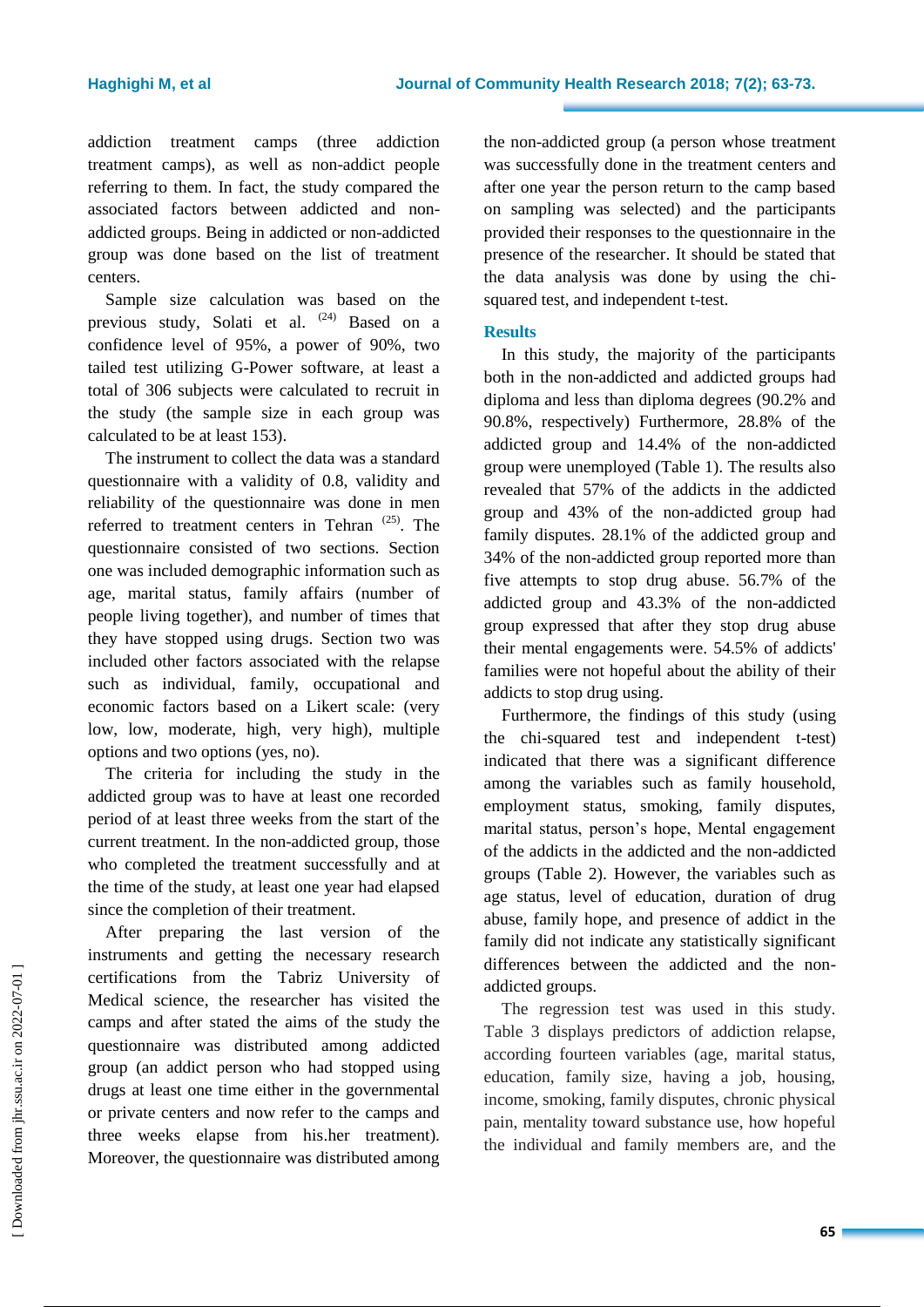addiction treatment camps (three addiction treatment camps), as well as non-addict people referring to them. In fact, the study compared the associated factors between addicted and non-addicted groups. Being in addicted or non-addicted group was done based on the list of treatment centers.

Sample size calculation was based on the previous study, Solati et al. [24] Based on a confidence level of 95%, a power of 90%, two tailed test utilizing G-Power software, at least a total of 306 subjects were calculated to recruit in the study (the sample size in each group was calculated to be at least 153).

The instrument to collect the data was a standard questionnaire with a validity of 0.8, validity and reliability of the questionnaire was done in men referred to treatment centers in Tehran [25]. The questionnaire consisted of two sections. Section one was included demographic information such as age, marital status, family affairs (number of people living together), and number of times that they have stopped using drugs. Section two was included other factors associated with the relapse such as individual, family, occupational and economic factors based on a Likert scale: (very low, low, moderate, high, very high), multiple options and two options (yes, no).

The criteria for including the study in the addicted group was to have at least one recorded period of at least three weeks from the start of the current treatment. In the non-addicted group, those who completed the treatment successfully and at the time of the study, at least one year had elapsed since the completion of their treatment.

After preparing the last version of the instruments and getting the necessary research certifications from the Tabriz University of Medical science, the researcher has visited the camps and after stated the aims of the study the questionnaire was distributed among addicted group (an addict person who had stopped using drugs at least one time either in the governmental or private centers and now refer to the camps and three weeks elapse from his.her treatment). Moreover, the questionnaire was distributed among the non-addicted group (a person whose treatment was successfully done in the treatment centers and after one year the person return to the camp based on sampling was selected) and the participants provided their responses to the questionnaire in the presence of the researcher. It should be stated that the data analysis was done by using the chi-squared test, and independent t-test.

## Results

In this study, the majority of the participants both in the non-addicted and addicted groups had diploma and less than diploma degrees (90.2% and 90.8%, respectively) Furthermore, 28.8% of the addicted group and 14.4% of the non-addicted group were unemployed (Table 1). The results also revealed that 57% of the addicts in the addicted group and 43% of the non-addicted group had family disputes. 28.1% of the addicted group and 34% of the non-addicted group reported more than five attempts to stop drug abuse. 56.7% of the addicted group and 43.3% of the non-addicted group expressed that after they stop drug abuse their mental engagements were. 54.5% of addicts' families were not hopeful about the ability of their addicts to stop drug using.

Furthermore, the findings of this study (using the chi-squared test and independent t-test) indicated that there was a significant difference among the variables such as family household, employment status, smoking, family disputes, marital status, person's hope, Mental engagement of the addicts in the addicted and the non-addicted groups (Table 2). However, the variables such as age status, level of education, duration of drug abuse, family hope, and presence of addict in the family did not indicate any statistically significant differences between the addicted and the non-addicted groups.

The regression test was used in this study. Table 3 displays predictors of addiction relapse, according fourteen variables (age, marital status, education, family size, having a job, housing, income, smoking, family disputes, chronic physical pain, mentality toward substance use, how hopeful the individual and family members are, and the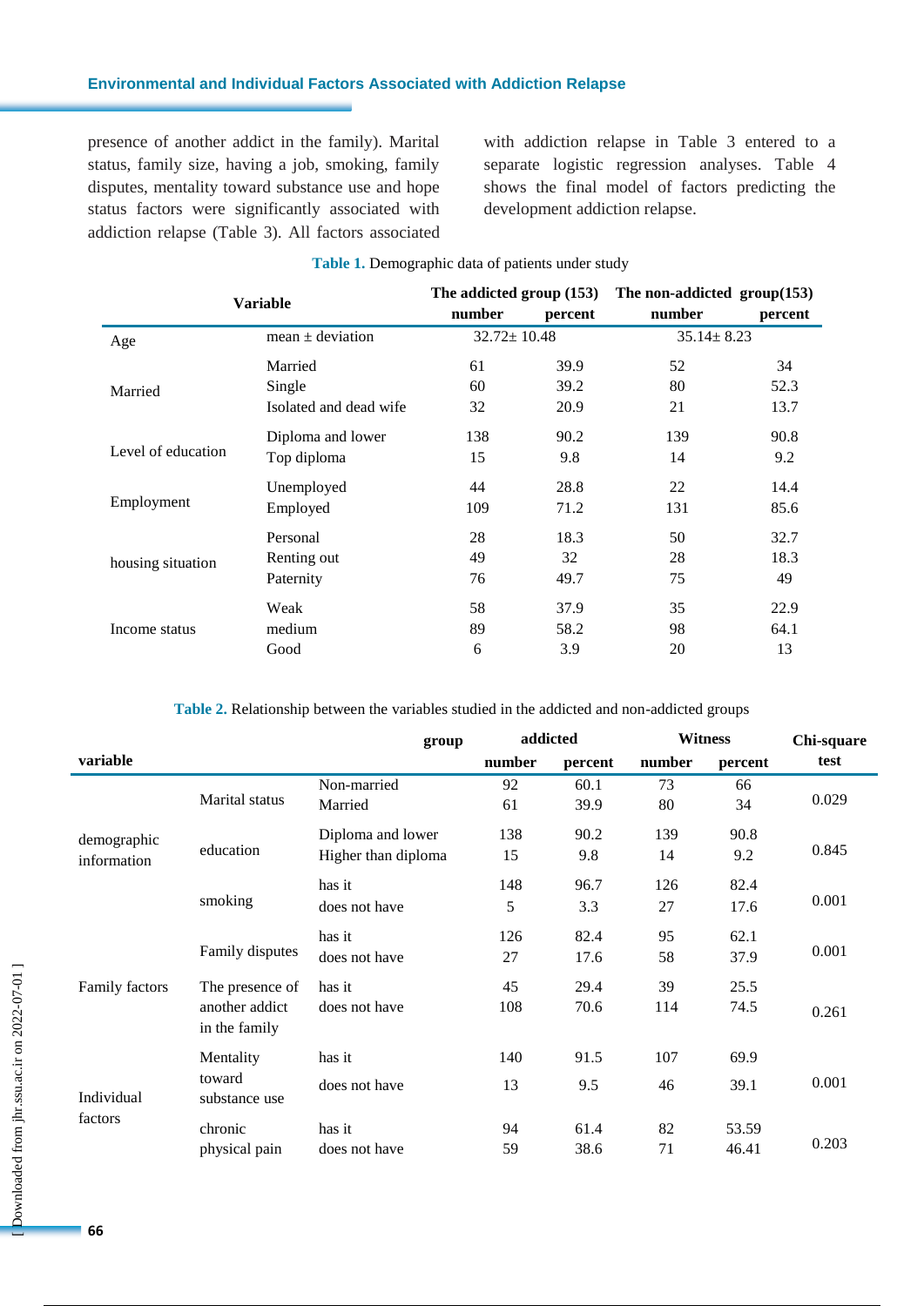presence of another addict in the family). Marital status, family size, having a job, smoking, family disputes, mentality toward substance use and hope status factors were significantly associated with addiction relapse (Table 3). All factors associated with addiction relapse in Table 3 entered to a separate logistic regression analyses. Table 4 shows the final model of factors predicting the development addiction relapse.

**Table 1.** Demographic data of patients under study

| Variable | | The addicted group (153) | | The non-addicted group(153) | |
|---|---|---|---|---|---|
| | | number | percent | number | percent |
| Age | mean ± deviation | 32.72± 10.48 | | 35.14± 8.23 | |
| Married | Married | 61 | 39.9 | 52 | 34 |
| | Single | 60 | 39.2 | 80 | 52.3 |
| | Isolated and dead wife | 32 | 20.9 | 21 | 13.7 |
| Level of education | Diploma and lower | 138 | 90.2 | 139 | 90.8 |
| | Top diploma | 15 | 9.8 | 14 | 9.2 |
| Employment | Unemployed | 44 | 28.8 | 22 | 14.4 |
| | Employed | 109 | 71.2 | 131 | 85.6 |
| housing situation | Personal | 28 | 18.3 | 50 | 32.7 |
| | Renting out | 49 | 32 | 28 | 18.3 |
| | Paternity | 76 | 49.7 | 75 | 49 |
| Income status | Weak | 58 | 37.9 | 35 | 22.9 |
| | medium | 89 | 58.2 | 98 | 64.1 |
| | Good | 6 | 3.9 | 20 | 13 |

**Table 2.** Relationship between the variables studied in the addicted and non-addicted groups

| variable | | group | addicted | | Witness | | Chi-square test |
|---|---|---|---|---|---|---|---|
| | | | number | percent | number | percent | |
| demographic information | Marital status | Non-married | 92 | 60.1 | 73 | 66 | 0.029 |
| | | Married | 61 | 39.9 | 80 | 34 | |
| | education | Diploma and lower | 138 | 90.2 | 139 | 90.8 | 0.845 |
| | | Higher than diploma | 15 | 9.8 | 14 | 9.2 | |
| | smoking | has it | 148 | 96.7 | 126 | 82.4 | 0.001 |
| | | does not have | 5 | 3.3 | 27 | 17.6 | |
| Family factors | Family disputes | has it | 126 | 82.4 | 95 | 62.1 | 0.001 |
| | | does not have | 27 | 17.6 | 58 | 37.9 | |
| | The presence of another addict in the family | has it | 45 | 29.4 | 39 | 25.5 | 0.261 |
| | | does not have | 108 | 70.6 | 114 | 74.5 | |
| Individual factors | Mentality toward substance use | has it | 140 | 91.5 | 107 | 69.9 | 0.001 |
| | | does not have | 13 | 9.5 | 46 | 39.1 | |
| | chronic physical pain | has it | 94 | 61.4 | 82 | 53.59 | 0.203 |
| | | does not have | 59 | 38.6 | 71 | 46.41 | |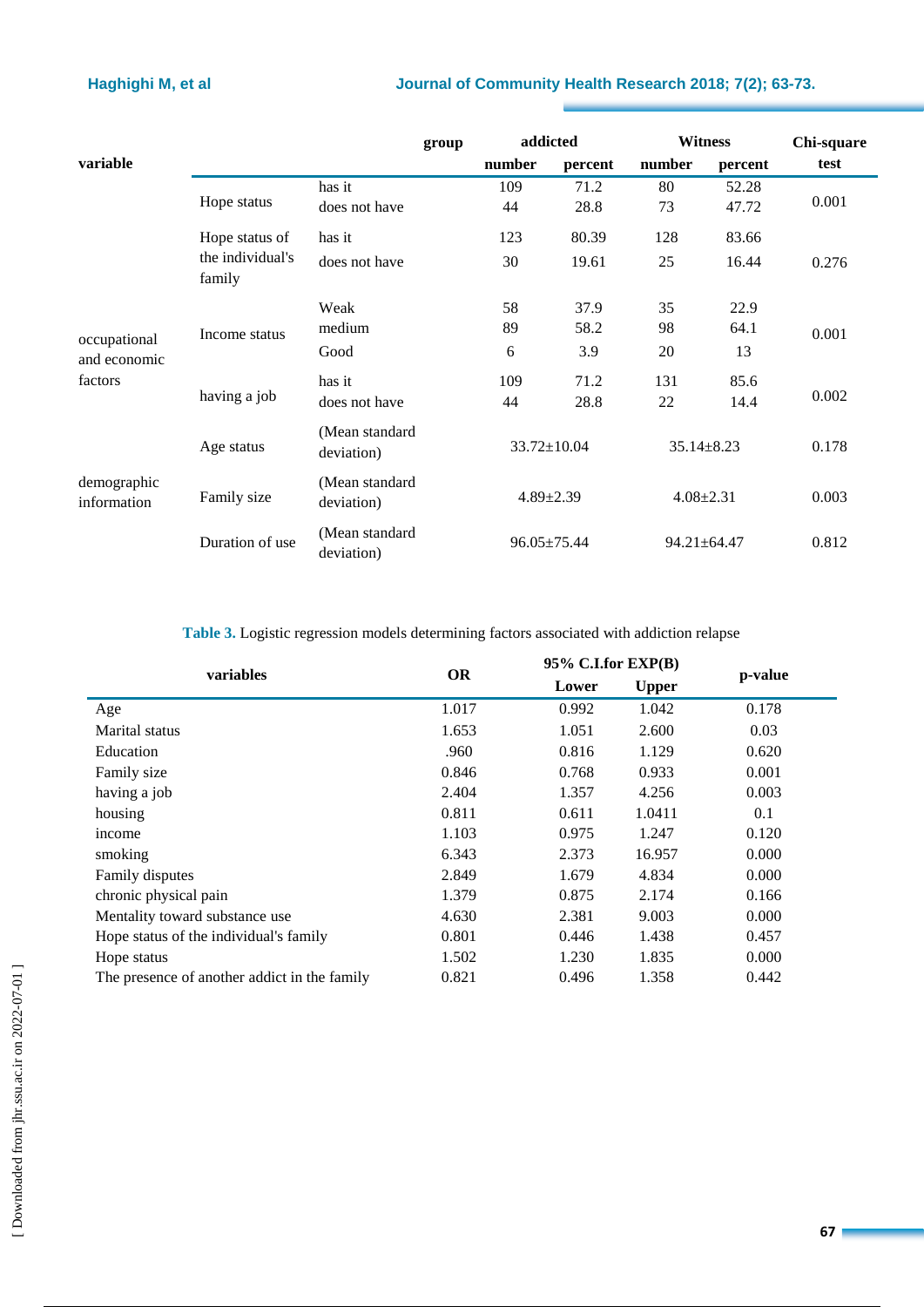| variable | | group | addicted | | Witness | | Chi-square test |
|---|---|---|---|---|---|---|---|
| | | | number | percent | number | percent | |
| occupational and economic factors | Hope status | has it | 109 | 71.2 | 80 | 52.28 | 0.001 |
| | | does not have | 44 | 28.8 | 73 | 47.72 | |
| | Hope status of the individual's family | has it | 123 | 80.39 | 128 | 83.66 | 0.276 |
| | | does not have | 30 | 19.61 | 25 | 16.44 | |
| | Income status | Weak | 58 | 37.9 | 35 | 22.9 | 0.001 |
| | | medium | 89 | 58.2 | 98 | 64.1 | |
| | | Good | 6 | 3.9 | 20 | 13 | |
| | having a job | has it | 109 | 71.2 | 131 | 85.6 | 0.002 |
| | | does not have | 44 | 28.8 | 22 | 14.4 | |
| demographic information | Age status | (Mean standard deviation) | 33.72±10.04 | | 35.14±8.23 | | 0.178 |
| | Family size | (Mean standard deviation) | 4.89±2.39 | | 4.08±2.31 | | 0.003 |
| | Duration of use | (Mean standard deviation) | 96.05±75.44 | | 94.21±64.47 | | 0.812 |

**Table 3.** Logistic regression models determining factors associated with addiction relapse

| variables | OR | 95% C.I.for EXP(B) | | p-value |
|---|---|---|---|---|
| | | Lower | Upper | |
| Age | 1.017 | 0.992 | 1.042 | 0.178 |
| Marital status | 1.653 | 1.051 | 2.600 | 0.03 |
| Education | .960 | 0.816 | 1.129 | 0.620 |
| Family size | 0.846 | 0.768 | 0.933 | 0.001 |
| having a job | 2.404 | 1.357 | 4.256 | 0.003 |
| housing | 0.811 | 0.611 | 1.0411 | 0.1 |
| income | 1.103 | 0.975 | 1.247 | 0.120 |
| smoking | 6.343 | 2.373 | 16.957 | 0.000 |
| Family disputes | 2.849 | 1.679 | 4.834 | 0.000 |
| chronic physical pain | 1.379 | 0.875 | 2.174 | 0.166 |
| Mentality toward substance use | 4.630 | 2.381 | 9.003 | 0.000 |
| Hope status of the individual's family | 0.801 | 0.446 | 1.438 | 0.457 |
| Hope status | 1.502 | 1.230 | 1.835 | 0.000 |
| The presence of another addict in the family | 0.821 | 0.496 | 1.358 | 0.442 |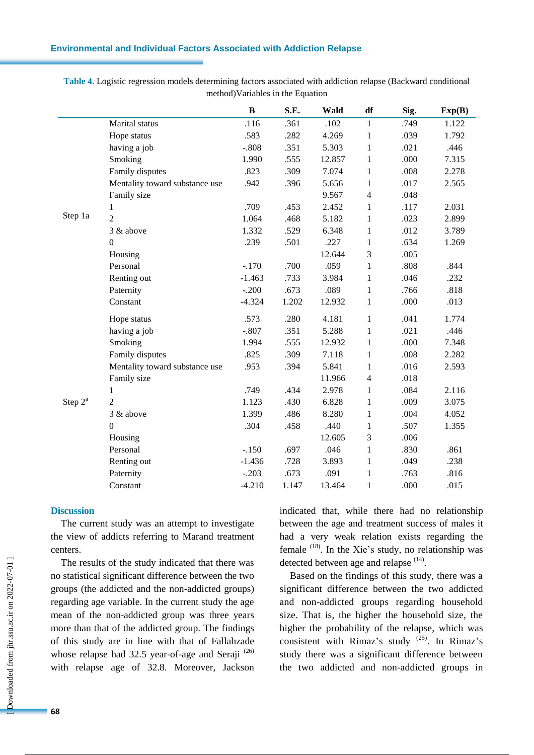**Table 4.** Logistic regression models determining factors associated with addiction relapse (Backward conditional method)Variables in the Equation

| | | B | S.E. | Wald | df | Sig. | Exp(B) |
|---|---|---|---|---|---|---|---|
| Step 1a | Marital status | .116 | .361 | .102 | 1 | .749 | 1.122 |
| | Hope status | .583 | .282 | 4.269 | 1 | .039 | 1.792 |
| | having a job | -.808 | .351 | 5.303 | 1 | .021 | .446 |
| | Smoking | 1.990 | .555 | 12.857 | 1 | .000 | 7.315 |
| | Family disputes | .823 | .309 | 7.074 | 1 | .008 | 2.278 |
| | Mentality toward substance use | .942 | .396 | 5.656 | 1 | .017 | 2.565 |
| | Family size | | | 9.567 | 4 | .048 | |
| | 1 | .709 | .453 | 2.452 | 1 | .117 | 2.031 |
| | 2 | 1.064 | .468 | 5.182 | 1 | .023 | 2.899 |
| | 3 & above | 1.332 | .529 | 6.348 | 1 | .012 | 3.789 |
| | 0 | .239 | .501 | .227 | 1 | .634 | 1.269 |
| | Housing | | | 12.644 | 3 | .005 | |
| | Personal | -.170 | .700 | .059 | 1 | .808 | .844 |
| | Renting out | -1.463 | .733 | 3.984 | 1 | .046 | .232 |
| | Paternity | -.200 | .673 | .089 | 1 | .766 | .818 |
| | Constant | -4.324 | 1.202 | 12.932 | 1 | .000 | .013 |
| Step 2a | Hope status | .573 | .280 | 4.181 | 1 | .041 | 1.774 |
| | having a job | -.807 | .351 | 5.288 | 1 | .021 | .446 |
| | Smoking | 1.994 | .555 | 12.932 | 1 | .000 | 7.348 |
| | Family disputes | .825 | .309 | 7.118 | 1 | .008 | 2.282 |
| | Mentality toward substance use | .953 | .394 | 5.841 | 1 | .016 | 2.593 |
| | Family size | | | 11.966 | 4 | .018 | |
| | 1 | .749 | .434 | 2.978 | 1 | .084 | 2.116 |
| | 2 | 1.123 | .430 | 6.828 | 1 | .009 | 3.075 |
| | 3 & above | 1.399 | .486 | 8.280 | 1 | .004 | 4.052 |
| | 0 | .304 | .458 | .440 | 1 | .507 | 1.355 |
| | Housing | | | 12.605 | 3 | .006 | |
| | Personal | -.150 | .697 | .046 | 1 | .830 | .861 |
| | Renting out | -1.436 | .728 | 3.893 | 1 | .049 | .238 |
| | Paternity | -.203 | .673 | .091 | 1 | .763 | .816 |
| | Constant | -4.210 | 1.147 | 13.464 | 1 | .000 | .015 |

## Discussion

The current study was an attempt to investigate the view of addicts referring to Marand treatment centers.

The results of the study indicated that there was no statistical significant difference between the two groups (the addicted and the non-addicted groups) regarding age variable. In the current study the age mean of the non-addicted group was three years more than that of the addicted group. The findings of this study are in line with that of Fallahzade whose relapse had 32.5 year-of-age and Seraji [26] with relapse age of 32.8. Moreover, Jackson indicated that, while there had no relationship between the age and treatment success of males it had a very weak relation exists regarding the female [18]. In the Xie's study, no relationship was detected between age and relapse [14].

Based on the findings of this study, there was a significant difference between the two addicted and non-addicted groups regarding household size. That is, the higher the household size, the higher the probability of the relapse, which was consistent with Rimaz's study [25]. In Rimaz's study there was a significant difference between the two addicted and non-addicted groups in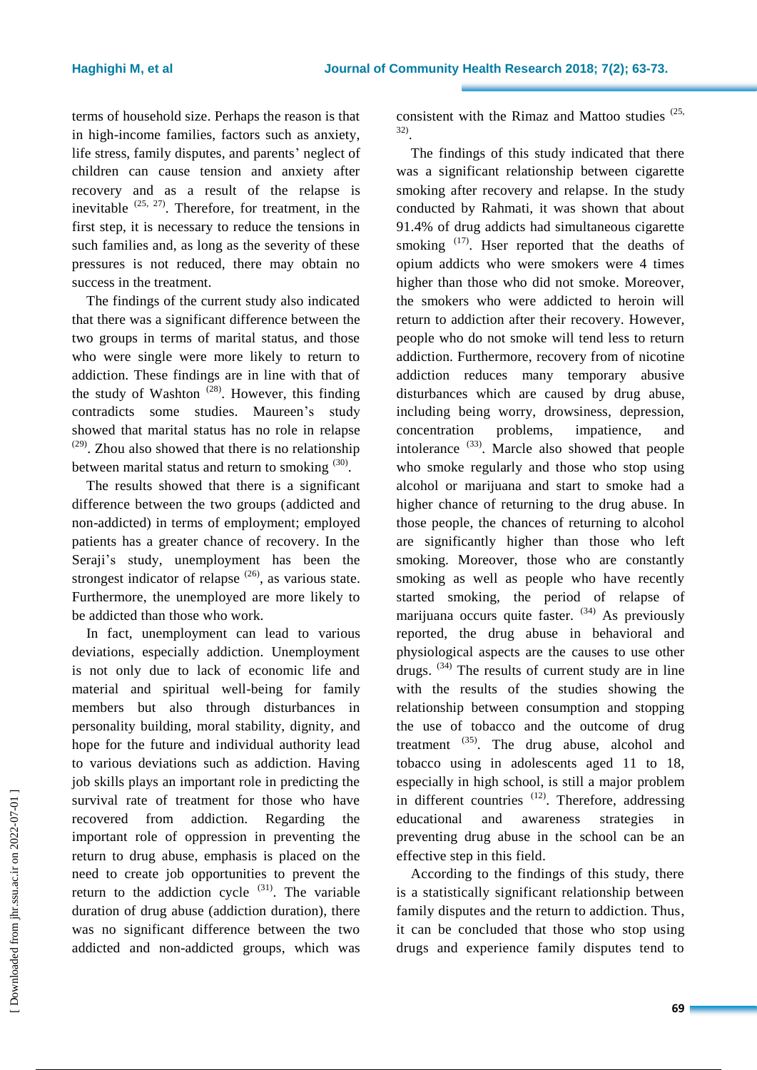terms of household size. Perhaps the reason is that in high-income families, factors such as anxiety, life stress, family disputes, and parents' neglect of children can cause tension and anxiety after recovery and as a result of the relapse is inevitable [25, 27]. Therefore, for treatment, in the first step, it is necessary to reduce the tensions in such families and, as long as the severity of these pressures is not reduced, there may obtain no success in the treatment.

The findings of the current study also indicated that there was a significant difference between the two groups in terms of marital status, and those who were single were more likely to return to addiction. These findings are in line with that of the study of Washton [28]. However, this finding contradicts some studies. Maureen's study showed that marital status has no role in relapse [29]. Zhou also showed that there is no relationship between marital status and return to smoking [30].

The results showed that there is a significant difference between the two groups (addicted and non-addicted) in terms of employment; employed patients has a greater chance of recovery. In the Seraji's study, unemployment has been the strongest indicator of relapse [26], as various state. Furthermore, the unemployed are more likely to be addicted than those who work.

In fact, unemployment can lead to various deviations, especially addiction. Unemployment is not only due to lack of economic life and material and spiritual well-being for family members but also through disturbances in personality building, moral stability, dignity, and hope for the future and individual authority lead to various deviations such as addiction. Having job skills plays an important role in predicting the survival rate of treatment for those who have recovered from addiction. Regarding the important role of oppression in preventing the return to drug abuse, emphasis is placed on the need to create job opportunities to prevent the return to the addiction cycle [31]. The variable duration of drug abuse (addiction duration), there was no significant difference between the two addicted and non-addicted groups, which was consistent with the Rimaz and Mattoo studies [25, 32].

The findings of this study indicated that there was a significant relationship between cigarette smoking after recovery and relapse. In the study conducted by Rahmati, it was shown that about 91.4% of drug addicts had simultaneous cigarette smoking [17]. Hser reported that the deaths of opium addicts who were smokers were 4 times higher than those who did not smoke. Moreover, the smokers who were addicted to heroin will return to addiction after their recovery. However, people who do not smoke will tend less to return addiction. Furthermore, recovery from of nicotine addiction reduces many temporary abusive disturbances which are caused by drug abuse, including being worry, drowsiness, depression, concentration problems, impatience, and intolerance [33]. Marcle also showed that people who smoke regularly and those who stop using alcohol or marijuana and start to smoke had a higher chance of returning to the drug abuse. In those people, the chances of returning to alcohol are significantly higher than those who left smoking. Moreover, those who are constantly smoking as well as people who have recently started smoking, the period of relapse of marijuana occurs quite faster. [34] As previously reported, the drug abuse in behavioral and physiological aspects are the causes to use other drugs. [34] The results of current study are in line with the results of the studies showing the relationship between consumption and stopping the use of tobacco and the outcome of drug treatment [35]. The drug abuse, alcohol and tobacco using in adolescents aged 11 to 18, especially in high school, is still a major problem in different countries [12]. Therefore, addressing educational and awareness strategies in preventing drug abuse in the school can be an effective step in this field.

According to the findings of this study, there is a statistically significant relationship between family disputes and the return to addiction. Thus, it can be concluded that those who stop using drugs and experience family disputes tend to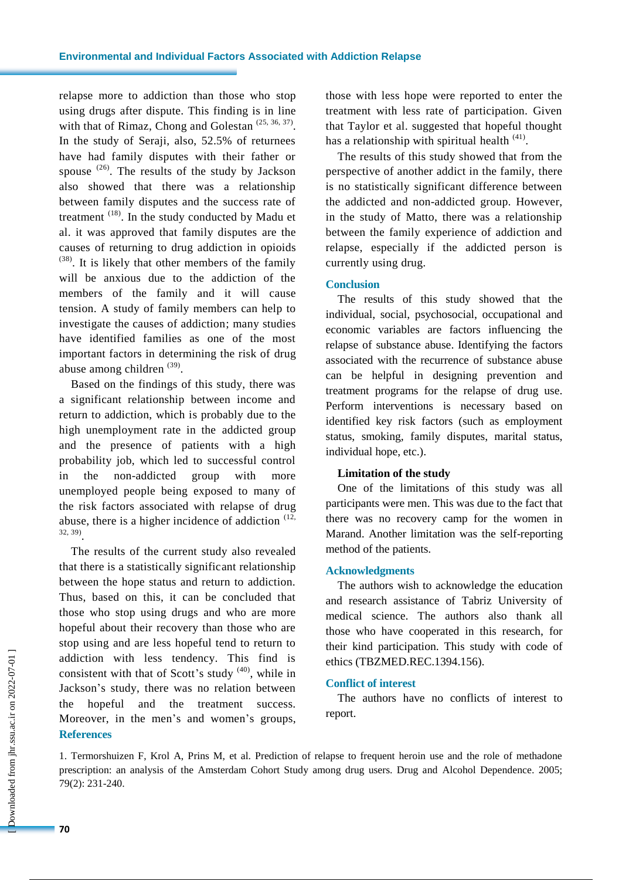relapse more to addiction than those who stop using drugs after dispute. This finding is in line with that of Rimaz, Chong and Golestan [25, 36, 37]. In the study of Seraji, also, 52.5% of returnees have had family disputes with their father or spouse [26]. The results of the study by Jackson also showed that there was a relationship between family disputes and the success rate of treatment [18]. In the study conducted by Madu et al. it was approved that family disputes are the causes of returning to drug addiction in opioids [38]. It is likely that other members of the family will be anxious due to the addiction of the members of the family and it will cause tension. A study of family members can help to investigate the causes of addiction; many studies have identified families as one of the most important factors in determining the risk of drug abuse among children [39].

Based on the findings of this study, there was a significant relationship between income and return to addiction, which is probably due to the high unemployment rate in the addicted group and the presence of patients with a high probability job, which led to successful control in the non-addicted group with more unemployed people being exposed to many of the risk factors associated with relapse of drug abuse, there is a higher incidence of addiction [12, 32, 39].

The results of the current study also revealed that there is a statistically significant relationship between the hope status and return to addiction. Thus, based on this, it can be concluded that those who stop using drugs and who are more hopeful about their recovery than those who are stop using and are less hopeful tend to return to addiction with less tendency. This find is consistent with that of Scott's study [40], while in Jackson's study, there was no relation between the hopeful and the treatment success. Moreover, in the men's and women's groups, those with less hope were reported to enter the treatment with less rate of participation. Given that Taylor et al. suggested that hopeful thought has a relationship with spiritual health [41].

The results of this study showed that from the perspective of another addict in the family, there is no statistically significant difference between the addicted and non-addicted group. However, in the study of Matto, there was a relationship between the family experience of addiction and relapse, especially if the addicted person is currently using drug.

## Conclusion

The results of this study showed that the individual, social, psychosocial, occupational and economic variables are factors influencing the relapse of substance abuse. Identifying the factors associated with the recurrence of substance abuse can be helpful in designing prevention and treatment programs for the relapse of drug use. Perform interventions is necessary based on identified key risk factors (such as employment status, smoking, family disputes, marital status, individual hope, etc.).

### Limitation of the study

One of the limitations of this study was all participants were men. This was due to the fact that there was no recovery camp for the women in Marand. Another limitation was the self-reporting method of the patients.

## Acknowledgments

The authors wish to acknowledge the education and research assistance of Tabriz University of medical science. The authors also thank all those who have cooperated in this research, for their kind participation. This study with code of ethics (TBZMED.REC.1394.156).

## Conflict of interest

The authors have no conflicts of interest to report.

## References

1. Termorshuizen F, Krol A, Prins M, et al. Prediction of relapse to frequent heroin use and the role of methadone prescription: an analysis of the Amsterdam Cohort Study among drug users. Drug and Alcohol Dependence. 2005; 79(2): 231-240.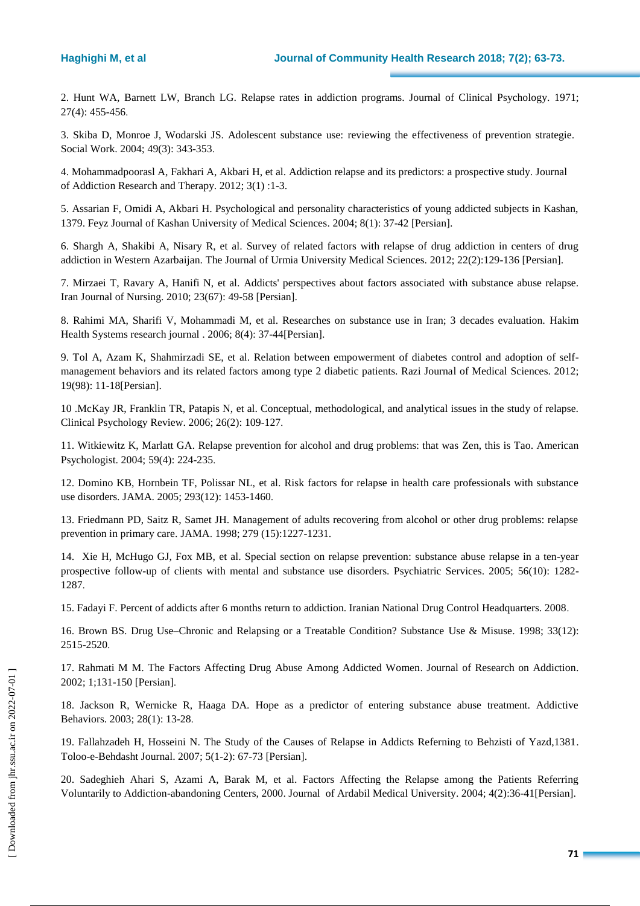2. Hunt WA, Barnett LW, Branch LG. Relapse rates in addiction programs. Journal of Clinical Psychology. 1971; 27(4): 455-456.

3. Skiba D, Monroe J, Wodarski JS. Adolescent substance use: reviewing the effectiveness of prevention strategie. Social Work. 2004; 49(3): 343-353.

4. Mohammadpoorasl A, Fakhari A, Akbari H, et al. Addiction relapse and its predictors: a prospective study. Journal of Addiction Research and Therapy. 2012; 3(1) :1-3.

5. Assarian F, Omidi A, Akbari H. Psychological and personality characteristics of young addicted subjects in Kashan, 1379. Feyz Journal of Kashan University of Medical Sciences. 2004; 8(1): 37-42 [Persian].

6. Shargh A, Shakibi A, Nisary R, et al. Survey of related factors with relapse of drug addiction in centers of drug addiction in Western Azarbaijan. The Journal of Urmia University Medical Sciences. 2012; 22(2):129-136 [Persian].

7. Mirzaei T, Ravary A, Hanifi N, et al. Addicts' perspectives about factors associated with substance abuse relapse. Iran Journal of Nursing. 2010; 23(67): 49-58 [Persian].

8. Rahimi MA, Sharifi V, Mohammadi M, et al. Researches on substance use in Iran; 3 decades evaluation. Hakim Health Systems research journal . 2006; 8(4): 37-44[Persian].

9. Tol A, Azam K, Shahmirzadi SE, et al. Relation between empowerment of diabetes control and adoption of self-management behaviors and its related factors among type 2 diabetic patients. Razi Journal of Medical Sciences. 2012; 19(98): 11-18[Persian].

10 .McKay JR, Franklin TR, Patapis N, et al. Conceptual, methodological, and analytical issues in the study of relapse. Clinical Psychology Review. 2006; 26(2): 109-127.

11. Witkiewitz K, Marlatt GA. Relapse prevention for alcohol and drug problems: that was Zen, this is Tao. American Psychologist. 2004; 59(4): 224-235.

12. Domino KB, Hornbein TF, Polissar NL, et al. Risk factors for relapse in health care professionals with substance use disorders. JAMA. 2005; 293(12): 1453-1460.

13. Friedmann PD, Saitz R, Samet JH. Management of adults recovering from alcohol or other drug problems: relapse prevention in primary care. JAMA. 1998; 279 (15):1227-1231.

14. Xie H, McHugo GJ, Fox MB, et al. Special section on relapse prevention: substance abuse relapse in a ten-year prospective follow-up of clients with mental and substance use disorders. Psychiatric Services. 2005; 56(10): 1282-1287.

15. Fadayi F. Percent of addicts after 6 months return to addiction. Iranian National Drug Control Headquarters. 2008.

16. Brown BS. Drug Use–Chronic and Relapsing or a Treatable Condition? Substance Use & Misuse. 1998; 33(12): 2515-2520.

17. Rahmati M M. The Factors Affecting Drug Abuse Among Addicted Women. Journal of Research on Addiction. 2002; 1;131-150 [Persian].

18. Jackson R, Wernicke R, Haaga DA. Hope as a predictor of entering substance abuse treatment. Addictive Behaviors. 2003; 28(1): 13-28.

19. Fallahzadeh H, Hosseini N. The Study of the Causes of Relapse in Addicts Referning to Behzisti of Yazd,1381. Toloo-e-Behdasht Journal. 2007; 5(1-2): 67-73 [Persian].

20. Sadeghieh Ahari S, Azami A, Barak M, et al. Factors Affecting the Relapse among the Patients Referring Voluntarily to Addiction-abandoning Centers, 2000. Journal of Ardabil Medical University. 2004; 4(2):36-41[Persian].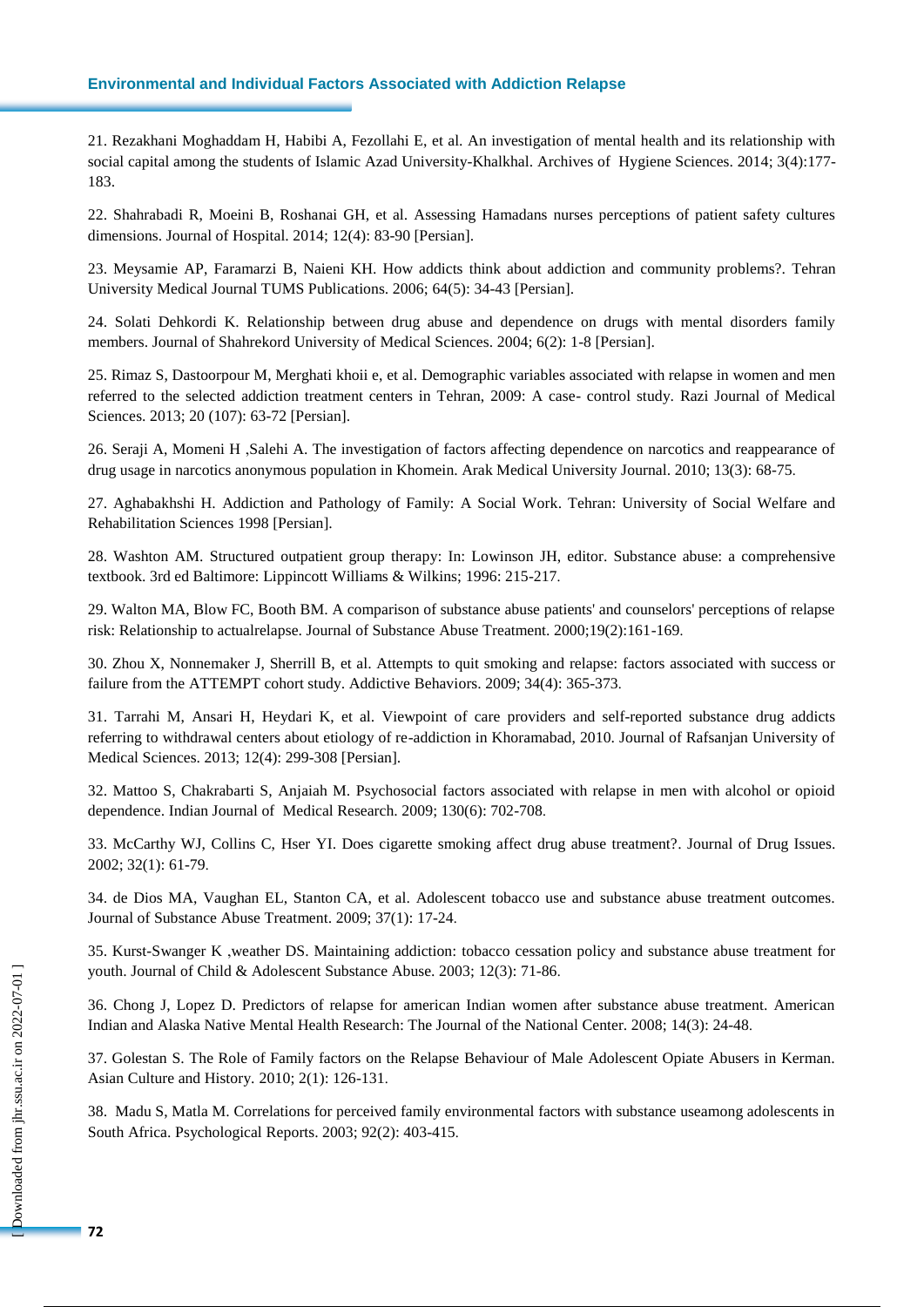21. Rezakhani Moghaddam H, Habibi A, Fezollahi E, et al. An investigation of mental health and its relationship with social capital among the students of Islamic Azad University-Khalkhal. Archives of Hygiene Sciences. 2014; 3(4):177-183.

22. Shahrabadi R, Moeini B, Roshanai GH, et al. Assessing Hamadans nurses perceptions of patient safety cultures dimensions. Journal of Hospital. 2014; 12(4): 83-90 [Persian].

23. Meysamie AP, Faramarzi B, Naieni KH. How addicts think about addiction and community problems?. Tehran University Medical Journal TUMS Publications. 2006; 64(5): 34-43 [Persian].

24. Solati Dehkordi K. Relationship between drug abuse and dependence on drugs with mental disorders family members. Journal of Shahrekord University of Medical Sciences. 2004; 6(2): 1-8 [Persian].

25. Rimaz S, Dastoorpour M, Merghati khoii e, et al. Demographic variables associated with relapse in women and men referred to the selected addiction treatment centers in Tehran, 2009: A case- control study. Razi Journal of Medical Sciences. 2013; 20 (107): 63-72 [Persian].

26. Seraji A, Momeni H ,Salehi A. The investigation of factors affecting dependence on narcotics and reappearance of drug usage in narcotics anonymous population in Khomein. Arak Medical University Journal. 2010; 13(3): 68-75.

27. Aghabakhshi H. Addiction and Pathology of Family: A Social Work. Tehran: University of Social Welfare and Rehabilitation Sciences 1998 [Persian].

28. Washton AM. Structured outpatient group therapy: In: Lowinson JH, editor. Substance abuse: a comprehensive textbook. 3rd ed Baltimore: Lippincott Williams & Wilkins; 1996: 215-217.

29. Walton MA, Blow FC, Booth BM. A comparison of substance abuse patients' and counselors' perceptions of relapse risk: Relationship to actualrelapse. Journal of Substance Abuse Treatment. 2000;19(2):161-169.

30. Zhou X, Nonnemaker J, Sherrill B, et al. Attempts to quit smoking and relapse: factors associated with success or failure from the ATTEMPT cohort study. Addictive Behaviors. 2009; 34(4): 365-373.

31. Tarrahi M, Ansari H, Heydari K, et al. Viewpoint of care providers and self-reported substance drug addicts referring to withdrawal centers about etiology of re-addiction in Khoramabad, 2010. Journal of Rafsanjan University of Medical Sciences. 2013; 12(4): 299-308 [Persian].

32. Mattoo S, Chakrabarti S, Anjaiah M. Psychosocial factors associated with relapse in men with alcohol or opioid dependence. Indian Journal of Medical Research. 2009; 130(6): 702-708.

33. McCarthy WJ, Collins C, Hser YI. Does cigarette smoking affect drug abuse treatment?. Journal of Drug Issues. 2002; 32(1): 61-79.

34. de Dios MA, Vaughan EL, Stanton CA, et al. Adolescent tobacco use and substance abuse treatment outcomes. Journal of Substance Abuse Treatment. 2009; 37(1): 17-24.

35. Kurst-Swanger K ,weather DS. Maintaining addiction: tobacco cessation policy and substance abuse treatment for youth. Journal of Child & Adolescent Substance Abuse. 2003; 12(3): 71-86.

36. Chong J, Lopez D. Predictors of relapse for american Indian women after substance abuse treatment. American Indian and Alaska Native Mental Health Research: The Journal of the National Center. 2008; 14(3): 24-48.

37. Golestan S. The Role of Family factors on the Relapse Behaviour of Male Adolescent Opiate Abusers in Kerman. Asian Culture and History. 2010; 2(1): 126-131.

38. Madu S, Matla M. Correlations for perceived family environmental factors with substance useamong adolescents in South Africa. Psychological Reports. 2003; 92(2): 403-415.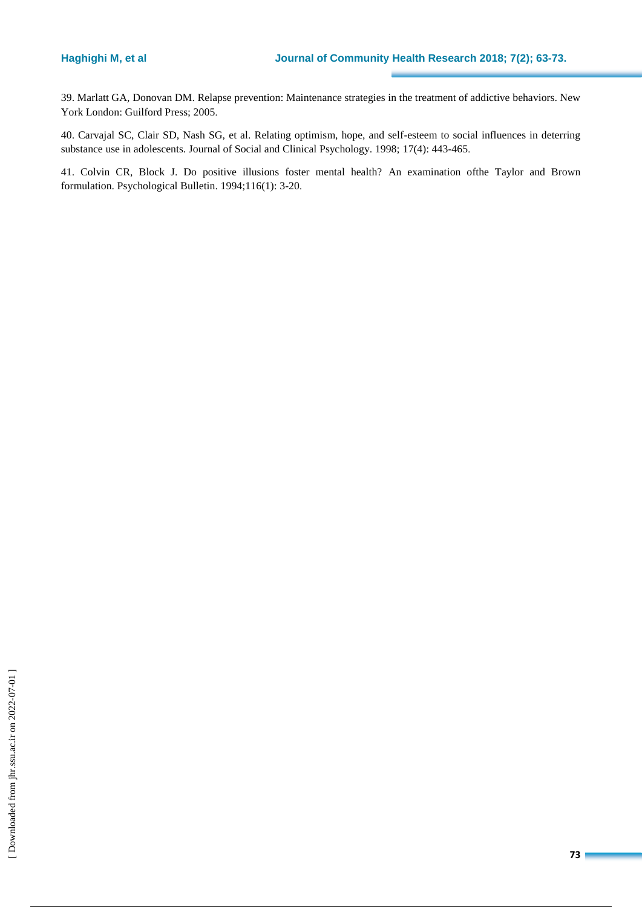39. Marlatt GA, Donovan DM. Relapse prevention: Maintenance strategies in the treatment of addictive behaviors. New York London: Guilford Press; 2005.

40. Carvajal SC, Clair SD, Nash SG, et al. Relating optimism, hope, and self-esteem to social influences in deterring substance use in adolescents. Journal of Social and Clinical Psychology. 1998; 17(4): 443-465.

41. Colvin CR, Block J. Do positive illusions foster mental health? An examination ofthe Taylor and Brown formulation. Psychological Bulletin. 1994;116(1): 3-20.